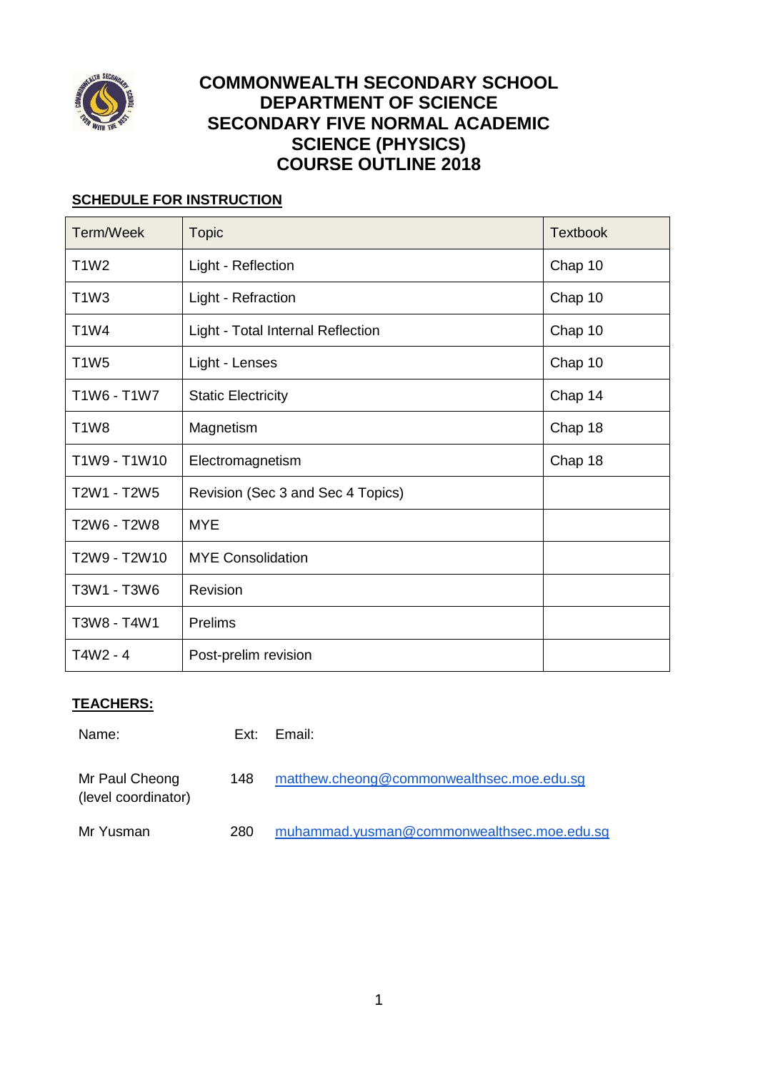# COMMONWEALTH SECONDARY SCHOOL
# DEPARTMENT OF SCIENCE
# SECONDARY FIVE NORMAL ACADEMIC
# SCIENCE (PHYSICS)
# COURSE OUTLINE 2018

## SCHEDULE FOR INSTRUCTION

| Term/Week | Topic | Textbook |
|---|---|---|
| T1W2 | Light - Reflection | Chap 10 |
| T1W3 | Light - Refraction | Chap 10 |
| T1W4 | Light - Total Internal Reflection | Chap 10 |
| T1W5 | Light - Lenses | Chap 10 |
| T1W6 - T1W7 | Static Electricity | Chap 14 |
| T1W8 | Magnetism | Chap 18 |
| T1W9 - T1W10 | Electromagnetism | Chap 18 |
| T2W1 - T2W5 | Revision (Sec 3 and Sec 4 Topics) | |
| T2W6 - T2W8 | MYE | |
| T2W9 - T2W10 | MYE Consolidation | |
| T3W1 - T3W6 | Revision | |
| T3W8 - T4W1 | Prelims | |
| T4W2 - 4 | Post-prelim revision | |

## TEACHERS:

| Name: | Ext: | Email: |
|---|---|---|
| Mr Paul Cheong (level coordinator) | 148 | matthew.cheong@commonwealthsec.moe.edu.sg |
| Mr Yusman | 280 | muhammad.yusman@commonwealthsec.moe.edu.sg |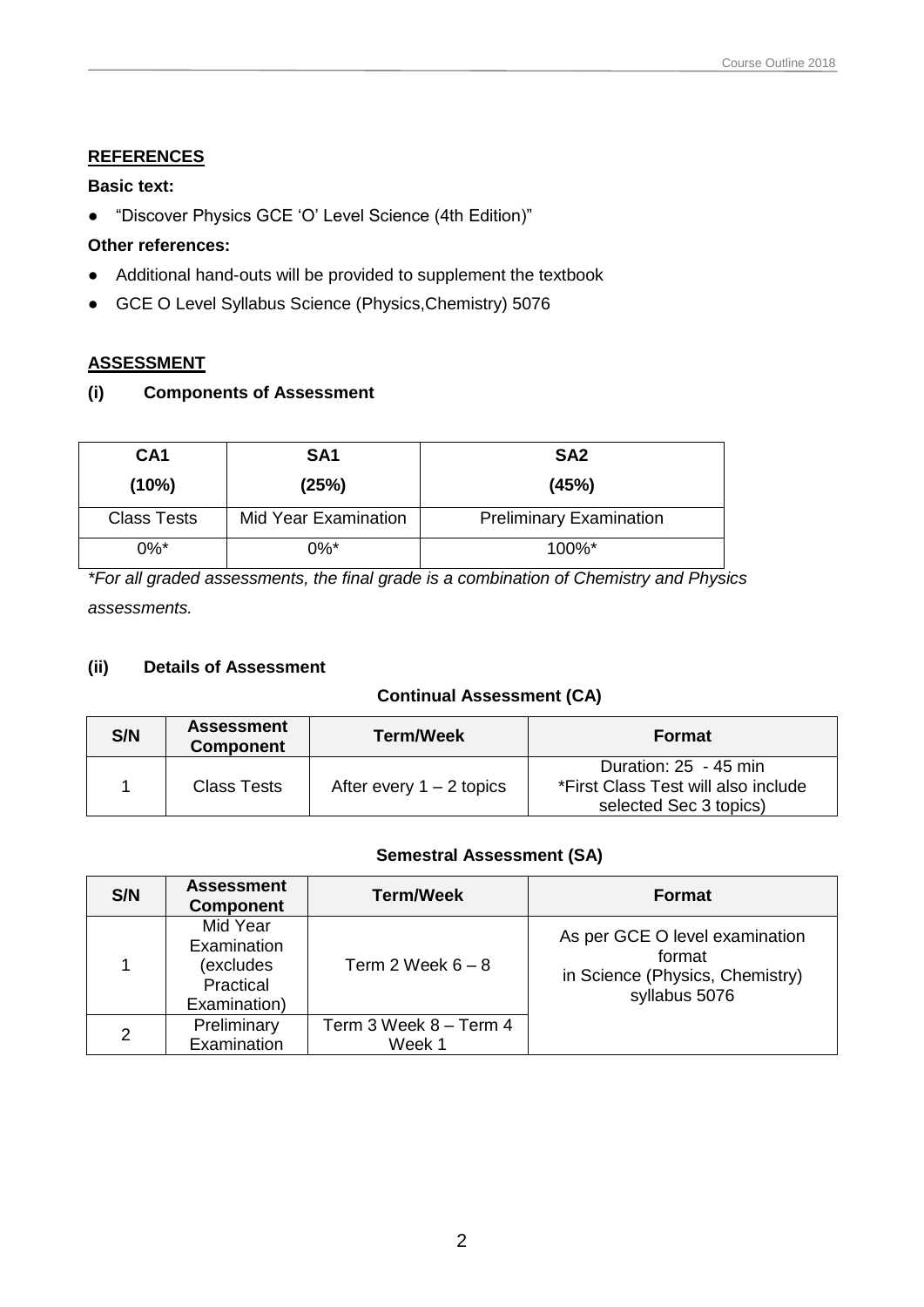## REFERENCES

**Basic text:**

- "Discover Physics GCE 'O' Level Science (4th Edition)"

**Other references:**

- Additional hand-outs will be provided to supplement the textbook
- GCE O Level Syllabus Science (Physics,Chemistry) 5076

## ASSESSMENT

### (i) Components of Assessment

| CA1 (10%) | SA1 (25%) | SA2 (45%) |
|---|---|---|
| Class Tests | Mid Year Examination | Preliminary Examination |
| 0%* | 0%* | 100%* |

*\*For all graded assessments, the final grade is a combination of Chemistry and Physics assessments.*

### (ii) Details of Assessment

**Continual Assessment (CA)**

| S/N | Assessment Component | Term/Week | Format |
|---|---|---|---|
| 1 | Class Tests | After every 1 – 2 topics | Duration: 25 - 45 min<br>*First Class Test will also include selected Sec 3 topics) |

**Semestral Assessment (SA)**

| S/N | Assessment Component | Term/Week | Format |
|---|---|---|---|
| 1 | Mid Year Examination (excludes Practical Examination) | Term 2 Week 6 – 8 | As per GCE O level examination format in Science (Physics, Chemistry) syllabus 5076 |
| 2 | Preliminary Examination | Term 3 Week 8 – Term 4 Week 1 | |